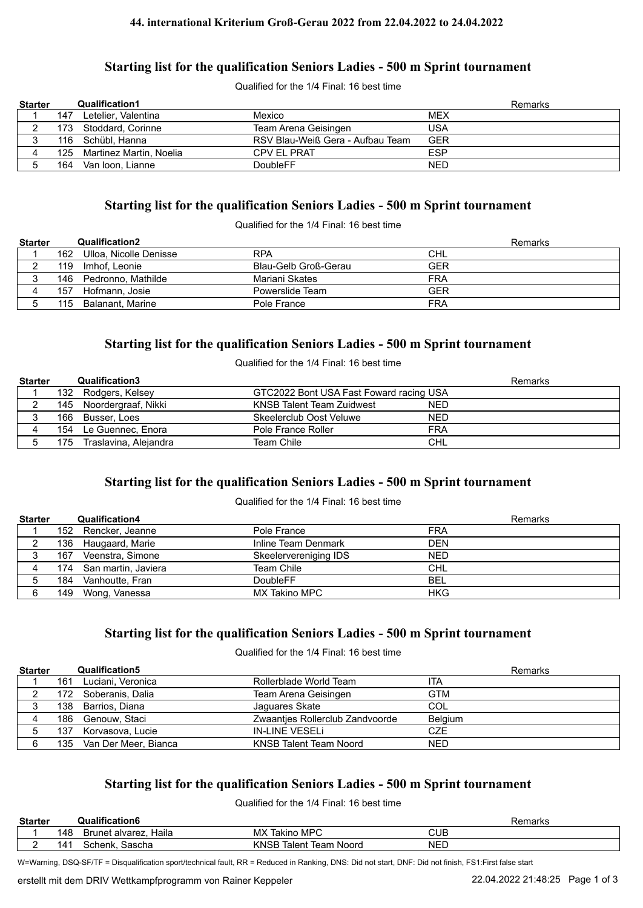44. international Kriterium Groß-Gerau 2022 from 22.04.2022 to 24.04.2022

## Starting list for the qualification Seniors Ladies - 500 m Sprint tournament

Qualified for the 1/4 Final: 16 best time

| Starter | | Qualification1 | | | Remarks |
|---|---|---|---|---|---|
| 1 | 147 | Letelier, Valentina | Mexico | MEX | |
| 2 | 173 | Stoddard, Corinne | Team Arena Geisingen | USA | |
| 3 | 116 | Schübl, Hanna | RSV Blau-Weiß Gera - Aufbau Team | GER | |
| 4 | 125 | Martinez Martin, Noelia | CPV EL PRAT | ESP | |
| 5 | 164 | Van loon, Lianne | DoubleFF | NED | |

## Starting list for the qualification Seniors Ladies - 500 m Sprint tournament

Qualified for the 1/4 Final: 16 best time

| Starter | | Qualification2 | | | Remarks |
|---|---|---|---|---|---|
| 1 | 162 | Ulloa, Nicolle Denisse | RPA | CHL | |
| 2 | 119 | Imhof, Leonie | Blau-Gelb Groß-Gerau | GER | |
| 3 | 146 | Pedronno, Mathilde | Mariani Skates | FRA | |
| 4 | 157 | Hofmann, Josie | Powerslide Team | GER | |
| 5 | 115 | Balanant, Marine | Pole France | FRA | |

## Starting list for the qualification Seniors Ladies - 500 m Sprint tournament

Qualified for the 1/4 Final: 16 best time

| Starter | | Qualification3 | | | Remarks |
|---|---|---|---|---|---|
| 1 | 132 | Rodgers, Kelsey | GTC2022 Bont USA Fast Foward racing | USA | |
| 2 | 145 | Noordergraaf, Nikki | KNSB Talent Team Zuidwest | NED | |
| 3 | 166 | Busser, Loes | Skeelerclub Oost Veluwe | NED | |
| 4 | 154 | Le Guennec, Enora | Pole France Roller | FRA | |
| 5 | 175 | Traslavina, Alejandra | Team Chile | CHL | |

## Starting list for the qualification Seniors Ladies - 500 m Sprint tournament

Qualified for the 1/4 Final: 16 best time

| Starter | | Qualification4 | | | Remarks |
|---|---|---|---|---|---|
| 1 | 152 | Rencker, Jeanne | Pole France | FRA | |
| 2 | 136 | Haugaard, Marie | Inline Team Denmark | DEN | |
| 3 | 167 | Veenstra, Simone | Skeelervereniging IDS | NED | |
| 4 | 174 | San martin, Javiera | Team Chile | CHL | |
| 5 | 184 | Vanhoutte, Fran | DoubleFF | BEL | |
| 6 | 149 | Wong, Vanessa | MX Takino MPC | HKG | |

## Starting list for the qualification Seniors Ladies - 500 m Sprint tournament

Qualified for the 1/4 Final: 16 best time

| Starter | | Qualification5 | | | Remarks |
|---|---|---|---|---|---|
| 1 | 161 | Luciani, Veronica | Rollerblade World Team | ITA | |
| 2 | 172 | Soberanis, Dalia | Team Arena Geisingen | GTM | |
| 3 | 138 | Barrios, Diana | Jaguares Skate | COL | |
| 4 | 186 | Genouw, Staci | Zwaantjes Rollerclub Zandvoorde | Belgium | |
| 5 | 137 | Korvasova, Lucie | IN-LINE VESELi | CZE | |
| 6 | 135 | Van Der Meer, Bianca | KNSB Talent Team Noord | NED | |

## Starting list for the qualification Seniors Ladies - 500 m Sprint tournament

Qualified for the 1/4 Final: 16 best time

| Starter | | Qualification6 | | | Remarks |
|---|---|---|---|---|---|
| 1 | 148 | Brunet alvarez, Haila | MX Takino MPC | CUB | |
| 2 | 141 | Schenk, Sascha | KNSB Talent Team Noord | NED | |

W=Warning, DSQ-SF/TF = Disqualification sport/technical fault, RR = Reduced in Ranking, DNS: Did not start, DNF: Did not finish, FS1:First false start

erstellt mit dem DRIV Wettkampfprogramm von Rainer Keppeler 22.04.2022 21:48:25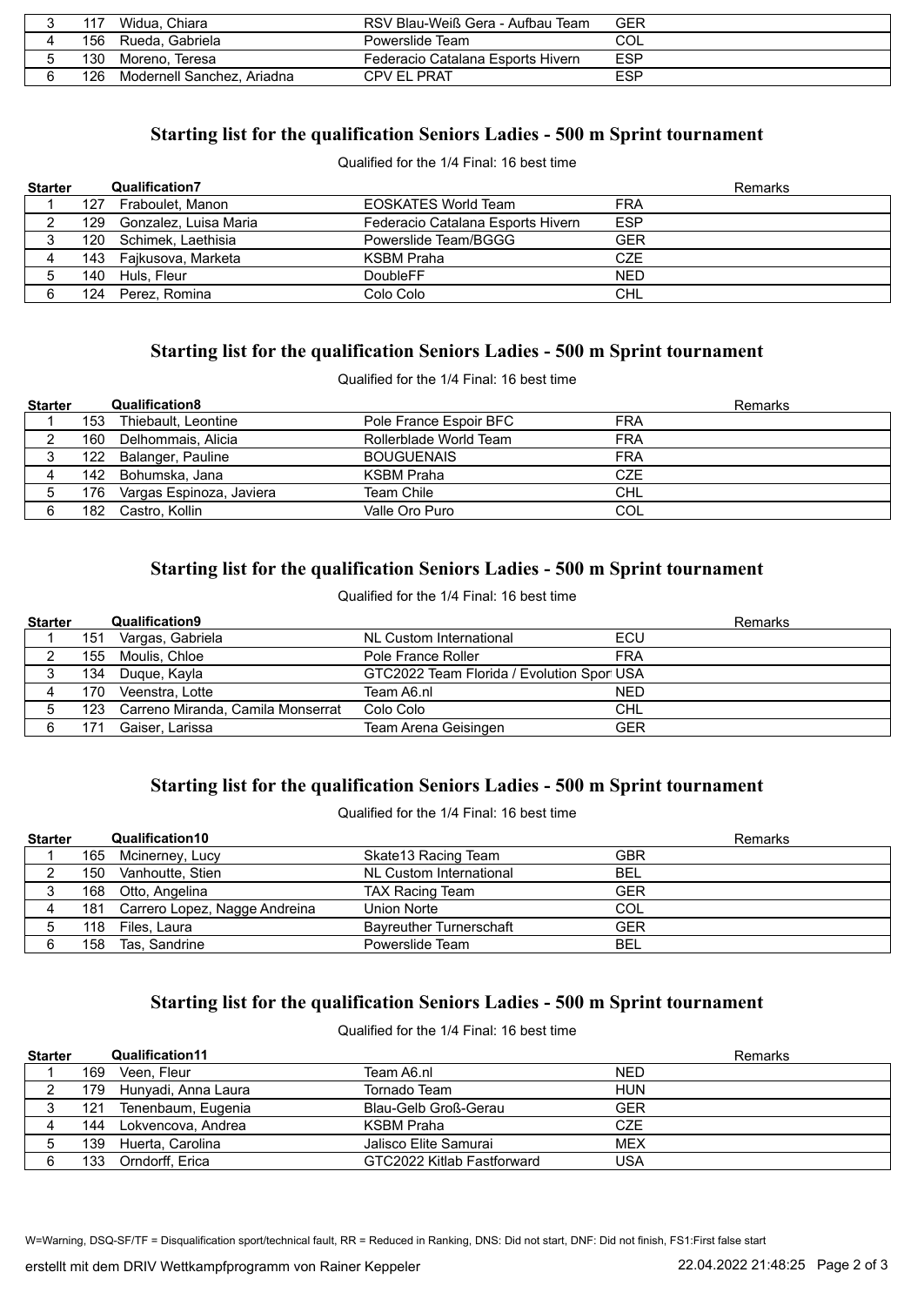| | | | | |
|---|---|---|---|---|
| 3 | 117 | Widua, Chiara | RSV Blau-Weiß Gera - Aufbau Team | GER |
| 4 | 156 | Rueda, Gabriela | Powerslide Team | COL |
| 5 | 130 | Moreno, Teresa | Federacio Catalana Esports Hivern | ESP |
| 6 | 126 | Modernell Sanchez, Ariadna | CPV EL PRAT | ESP |

## Starting list for the qualification Seniors Ladies - 500 m Sprint tournament

Qualified for the 1/4 Final: 16 best time

| Starter | | Qualification7 | | | Remarks |
|---|---|---|---|---|---|
| 1 | 127 | Fraboulet, Manon | EOSKATES World Team | FRA | |
| 2 | 129 | Gonzalez, Luisa Maria | Federacio Catalana Esports Hivern | ESP | |
| 3 | 120 | Schimek, Laethisia | Powerslide Team/BGGG | GER | |
| 4 | 143 | Fajkusova, Marketa | KSBM Praha | CZE | |
| 5 | 140 | Huls, Fleur | DoubleFF | NED | |
| 6 | 124 | Perez, Romina | Colo Colo | CHL | |

## Starting list for the qualification Seniors Ladies - 500 m Sprint tournament

Qualified for the 1/4 Final: 16 best time

| Starter | | Qualification8 | | | Remarks |
|---|---|---|---|---|---|
| 1 | 153 | Thiebault, Leontine | Pole France Espoir BFC | FRA | |
| 2 | 160 | Delhommais, Alicia | Rollerblade World Team | FRA | |
| 3 | 122 | Balanger, Pauline | BOUGUENAIS | FRA | |
| 4 | 142 | Bohumska, Jana | KSBM Praha | CZE | |
| 5 | 176 | Vargas Espinoza, Javiera | Team Chile | CHL | |
| 6 | 182 | Castro, Kollin | Valle Oro Puro | COL | |

## Starting list for the qualification Seniors Ladies - 500 m Sprint tournament

Qualified for the 1/4 Final: 16 best time

| Starter | | Qualification9 | | | Remarks |
|---|---|---|---|---|---|
| 1 | 151 | Vargas, Gabriela | NL Custom International | ECU | |
| 2 | 155 | Moulis, Chloe | Pole France Roller | FRA | |
| 3 | 134 | Duque, Kayla | GTC2022 Team Florida / Evolution Spor | USA | |
| 4 | 170 | Veenstra, Lotte | Team A6.nl | NED | |
| 5 | 123 | Carreno Miranda, Camila Monserrat | Colo Colo | CHL | |
| 6 | 171 | Gaiser, Larissa | Team Arena Geisingen | GER | |

## Starting list for the qualification Seniors Ladies - 500 m Sprint tournament

Qualified for the 1/4 Final: 16 best time

| Starter | | Qualification10 | | | Remarks |
|---|---|---|---|---|---|
| 1 | 165 | Mcinerney, Lucy | Skate13 Racing Team | GBR | |
| 2 | 150 | Vanhoutte, Stien | NL Custom International | BEL | |
| 3 | 168 | Otto, Angelina | TAX Racing Team | GER | |
| 4 | 181 | Carrero Lopez, Nagge Andreina | Union Norte | COL | |
| 5 | 118 | Files, Laura | Bayreuther Turnerschaft | GER | |
| 6 | 158 | Tas, Sandrine | Powerslide Team | BEL | |

## Starting list for the qualification Seniors Ladies - 500 m Sprint tournament

Qualified for the 1/4 Final: 16 best time

| Starter | | Qualification11 | | | Remarks |
|---|---|---|---|---|---|
| 1 | 169 | Veen, Fleur | Team A6.nl | NED | |
| 2 | 179 | Hunyadi, Anna Laura | Tornado Team | HUN | |
| 3 | 121 | Tenenbaum, Eugenia | Blau-Gelb Groß-Gerau | GER | |
| 4 | 144 | Lokvencova, Andrea | KSBM Praha | CZE | |
| 5 | 139 | Huerta, Carolina | Jalisco Elite Samurai | MEX | |
| 6 | 133 | Orndorff, Erica | GTC2022 Kitlab Fastforward | USA | |

W=Warning, DSQ-SF/TF = Disqualification sport/technical fault, RR = Reduced in Ranking, DNS: Did not start, DNF: Did not finish, FS1:First false start

erstellt mit dem DRIV Wettkampfprogramm von Rainer Keppeler 22.04.2022 21:48:25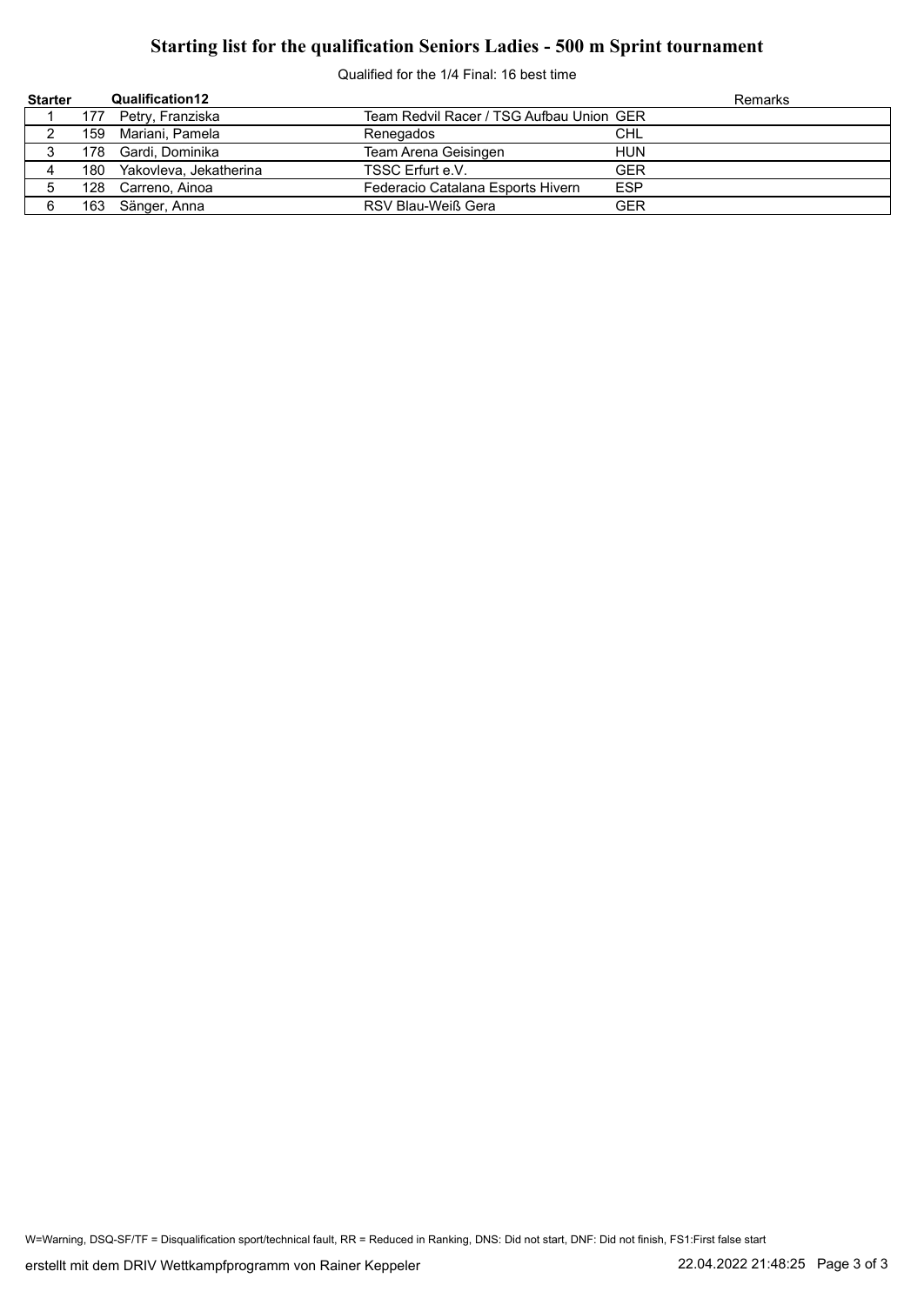# Starting list for the qualification Seniors Ladies - 500 m Sprint tournament

Qualified for the 1/4 Final: 16 best time

| Starter | | Qualification12 | | | Remarks |
|---|---|---|---|---|---|
| 1 | 177 | Petry, Franziska | Team Redvil Racer / TSG Aufbau Union | GER | |
| 2 | 159 | Mariani, Pamela | Renegados | CHL | |
| 3 | 178 | Gardi, Dominika | Team Arena Geisingen | HUN | |
| 4 | 180 | Yakovleva, Jekatherina | TSSC Erfurt e.V. | GER | |
| 5 | 128 | Carreno, Ainoa | Federacio Catalana Esports Hivern | ESP | |
| 6 | 163 | Sänger, Anna | RSV Blau-Weiß Gera | GER | |

W=Warning, DSQ-SF/TF = Disqualification sport/technical fault, RR = Reduced in Ranking, DNS: Did not start, DNF: Did not finish, FS1:First false start

erstellt mit dem DRIV Wettkampfprogramm von Rainer Keppeler

22.04.2022 21:48:25